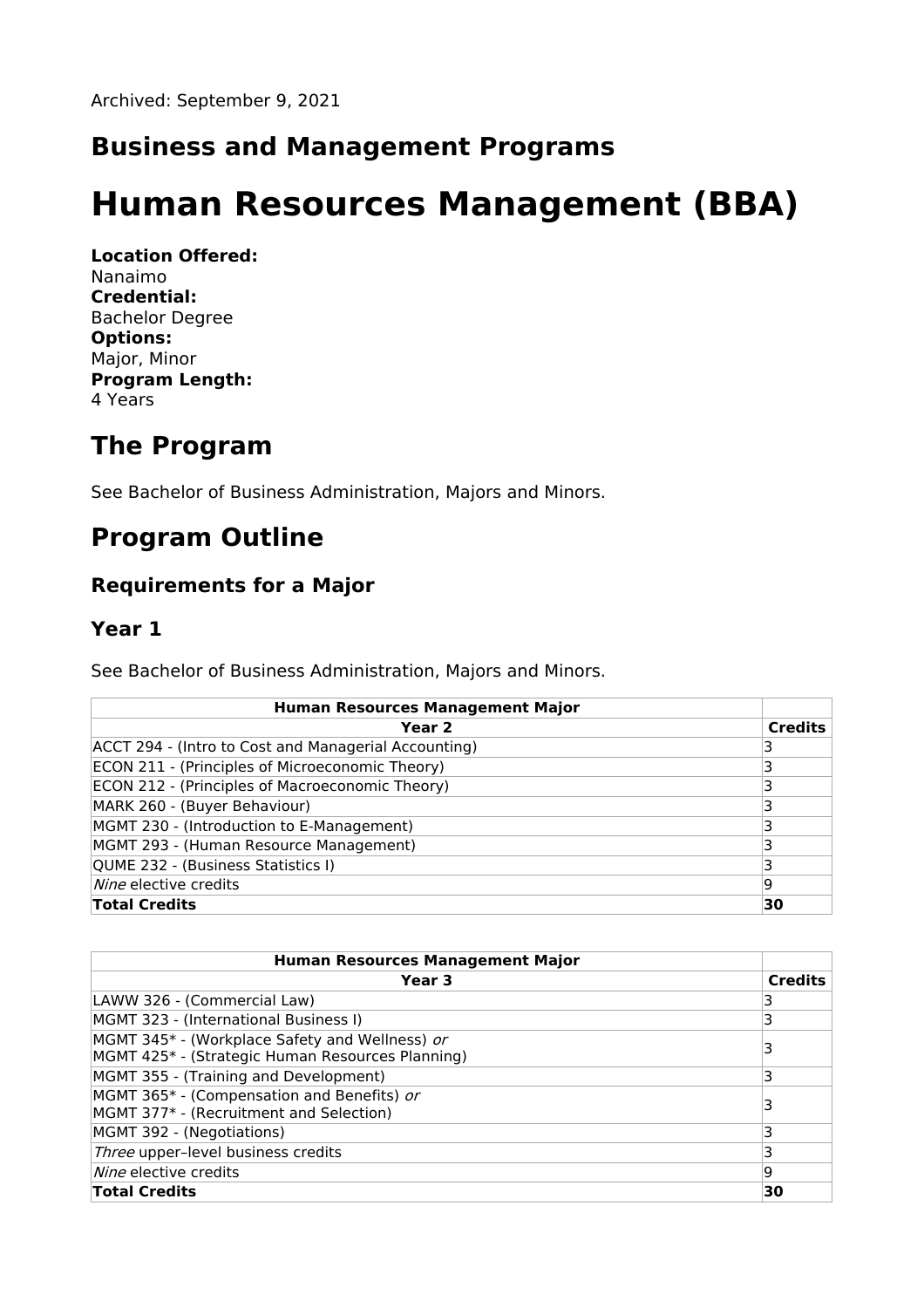Archived: September 9, 2021

## Business and Management Programs

# Human Resources Management (BBA)

**Location Offered:**
Nanaimo
**Credential:**
Bachelor Degree
**Options:**
Major, Minor
**Program Length:**
4 Years

## The Program

See Bachelor of Business Administration, Majors and Minors.

## Program Outline

### Requirements for a Major

### Year 1

See Bachelor of Business Administration, Majors and Minors.

| **Human Resources Management Major** | |
|---|---|
| **Year 2** | **Credits** |
| ACCT 294 - (Intro to Cost and Managerial Accounting) | 3 |
| ECON 211 - (Principles of Microeconomic Theory) | 3 |
| ECON 212 - (Principles of Macroeconomic Theory) | 3 |
| MARK 260 - (Buyer Behaviour) | 3 |
| MGMT 230 - (Introduction to E-Management) | 3 |
| MGMT 293 - (Human Resource Management) | 3 |
| QUME 232 - (Business Statistics I) | 3 |
| *Nine* elective credits | 9 |
| **Total Credits** | **30** |

| **Human Resources Management Major** | |
|---|---|
| **Year 3** | **Credits** |
| LAWW 326 - (Commercial Law) | 3 |
| MGMT 323 - (International Business I) | 3 |
| MGMT 345* - (Workplace Safety and Wellness) *or* MGMT 425* - (Strategic Human Resources Planning) | 3 |
| MGMT 355 - (Training and Development) | 3 |
| MGMT 365* - (Compensation and Benefits) *or* MGMT 377* - (Recruitment and Selection) | 3 |
| MGMT 392 - (Negotiations) | 3 |
| *Three* upper–level business credits | 3 |
| *Nine* elective credits | 9 |
| **Total Credits** | **30** |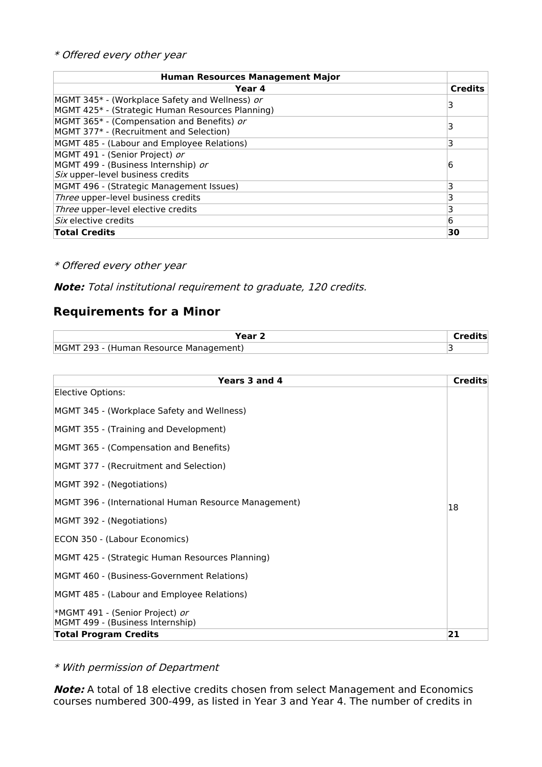*\* Offered every other year*

| Human Resources Management Major | |
|---|---|
| **Year 4** | **Credits** |
| MGMT 345* - (Workplace Safety and Wellness) *or*<br>MGMT 425* - (Strategic Human Resources Planning) | 3 |
| MGMT 365* - (Compensation and Benefits) *or*<br>MGMT 377* - (Recruitment and Selection) | 3 |
| MGMT 485 - (Labour and Employee Relations) | 3 |
| MGMT 491 - (Senior Project) *or*<br>MGMT 499 - (Business Internship) *or*<br>*Six* upper–level business credits | 6 |
| MGMT 496 - (Strategic Management Issues) | 3 |
| *Three* upper–level business credits | 3 |
| *Three* upper–level elective credits | 3 |
| *Six* elective credits | 6 |
| **Total Credits** | **30** |

*\* Offered every other year*

***Note:*** *Total institutional requirement to graduate, 120 credits.*

## Requirements for a Minor

| Year 2 | Credits |
|---|---|
| MGMT 293 - (Human Resource Management) | 3 |

| Years 3 and 4 | Credits |
|---|---|
| Elective Options:<br><br>MGMT 345 - (Workplace Safety and Wellness)<br><br>MGMT 355 - (Training and Development)<br><br>MGMT 365 - (Compensation and Benefits)<br><br>MGMT 377 - (Recruitment and Selection)<br><br>MGMT 392 - (Negotiations)<br><br>MGMT 396 - (International Human Resource Management)<br><br>MGMT 392 - (Negotiations)<br><br>ECON 350 - (Labour Economics)<br><br>MGMT 425 - (Strategic Human Resources Planning)<br><br>MGMT 460 - (Business-Government Relations)<br><br>MGMT 485 - (Labour and Employee Relations)<br><br>*MGMT 491 - (Senior Project) *or*<br>MGMT 499 - (Business Internship) | 18 |
| **Total Program Credits** | **21** |

*\* With permission of Department*

***Note:*** A total of 18 elective credits chosen from select Management and Economics courses numbered 300-499, as listed in Year 3 and Year 4. The number of credits in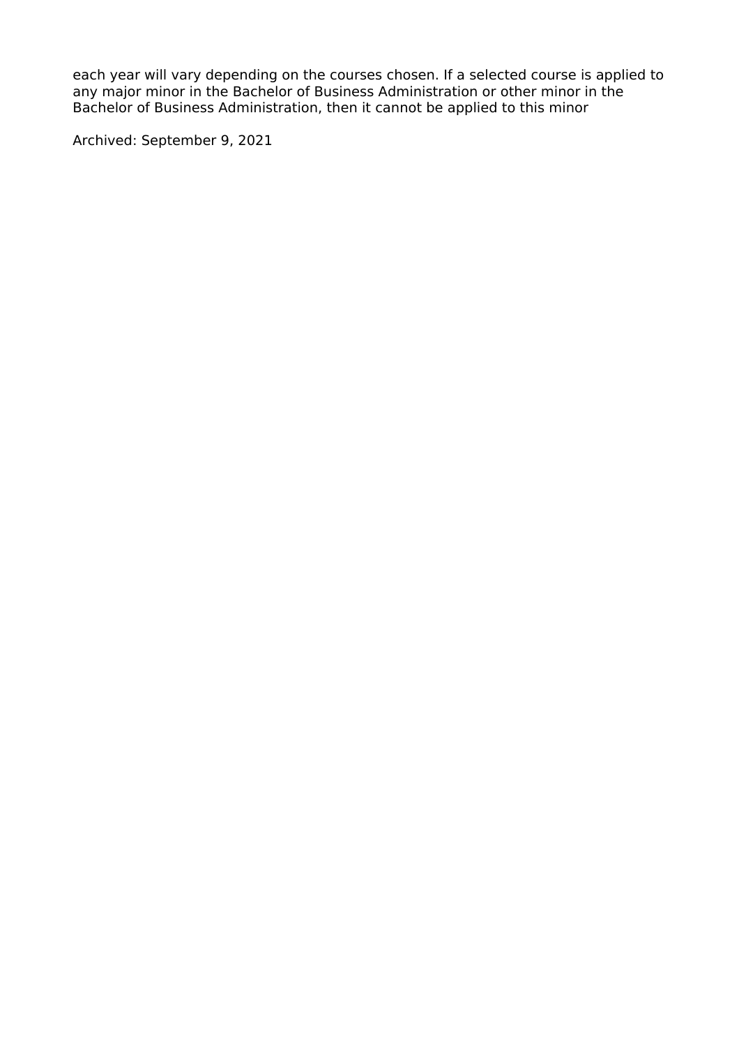each year will vary depending on the courses chosen. If a selected course is applied to any major minor in the Bachelor of Business Administration or other minor in the Bachelor of Business Administration, then it cannot be applied to this minor

Archived: September 9, 2021